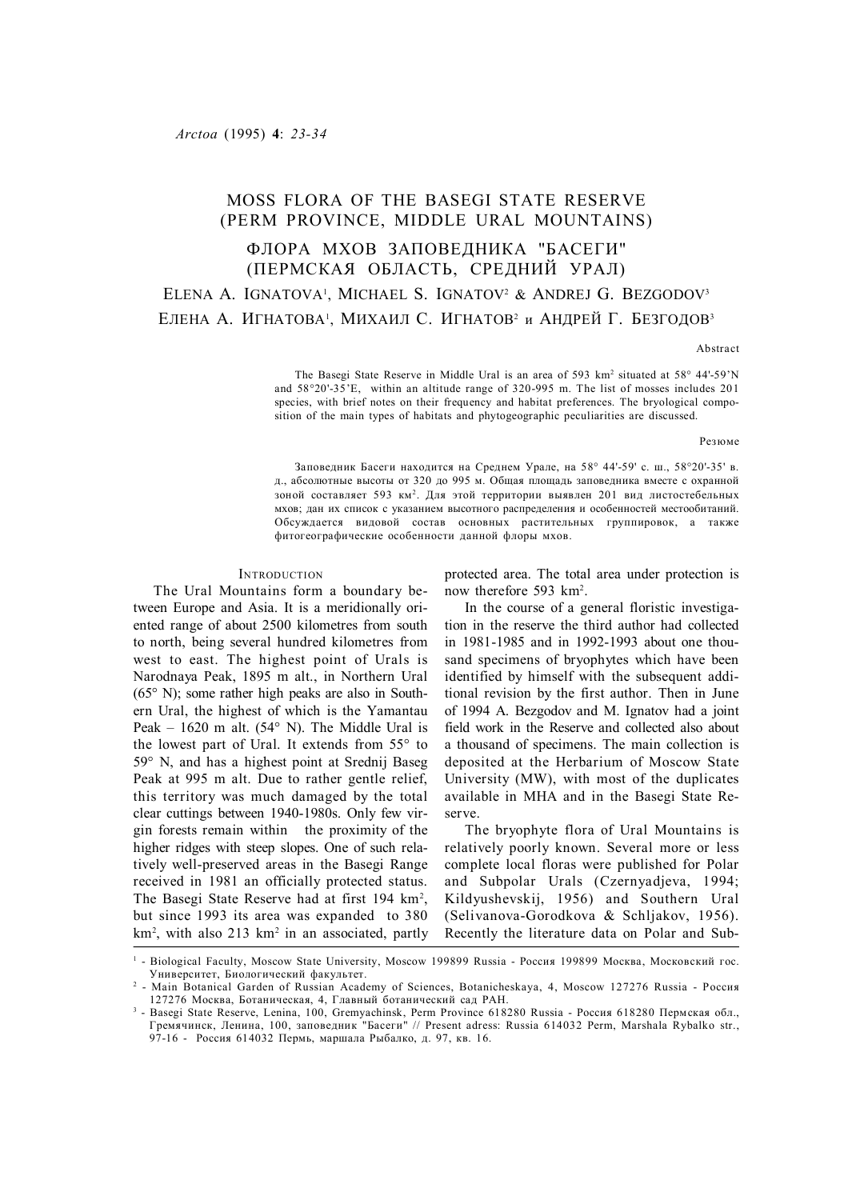*Arctoa* (1995) **4**: *23-34*

# MOSS FLORA OF THE BASEGI STATE RESERVE (PERM PROVINCE, MIDDLE URAL MOUNTAINS)

# ФЛОРА МХОВ ЗАПОВЕДНИКА "БАСЕГИ" (ПЕРМСКАЯ ОБЛАСТЬ, СРЕДНИЙ УРАЛ)

ELENA A. IGNATOVA[1], MICHAEL S. IGNATOV[2] & ANDREJ G. BEZGODOV[3]

ЕЛЕНА А. ИГНАТОВА[1], МИХАИЛ С. ИГНАТОВ[2] и АНДРЕЙ Г. БЕЗГОДОВ[3]

Abstract

The Basegi State Reserve in Middle Ural is an area of 593 km² situated at 58° 44'-59'N and 58°20'-35'E, within an altitude range of 320-995 m. The list of mosses includes 201 species, with brief notes on their frequency and habitat preferences. The bryological composition of the main types of habitats and phytogeographic peculiarities are discussed.

Резюме

Заповедник Басеги находится на Среднем Урале, на 58° 44'-59' с. ш., 58°20'-35' в. д., абсолютные высоты от 320 до 995 м. Общая площадь заповедника вместе с охранной зоной составляет 593 км². Для этой территории выявлен 201 вид листостебельных мхов; дан их список с указанием высотного распределения и особенностей местообитаний. Обсуждается видовой состав основных растительных группировок, а также фитогеографические особенности данной флоры мхов.

## INTRODUCTION

The Ural Mountains form a boundary between Europe and Asia. It is a meridionally oriented range of about 2500 kilometres from south to north, being several hundred kilometres from west to east. The highest point of Urals is Narodnaya Peak, 1895 m alt., in Northern Ural (65° N); some rather high peaks are also in Southern Ural, the highest of which is the Yamantau Peak – 1620 m alt. (54° N). The Middle Ural is the lowest part of Ural. It extends from 55° to 59° N, and has a highest point at Srednij Baseg Peak at 995 m alt. Due to rather gentle relief, this territory was much damaged by the total clear cuttings between 1940-1980s. Only few virgin forests remain within the proximity of the higher ridges with steep slopes. One of such relatively well-preserved areas in the Basegi Range received in 1981 an officially protected status. The Basegi State Reserve had at first 194 km², but since 1993 its area was expanded to 380 km², with also 213 km² in an associated, partly protected area. The total area under protection is now therefore 593 km².

In the course of a general floristic investigation in the reserve the third author had collected in 1981-1985 and in 1992-1993 about one thousand specimens of bryophytes which have been identified by himself with the subsequent additional revision by the first author. Then in June of 1994 A. Bezgodov and M. Ignatov had a joint field work in the Reserve and collected also about a thousand of specimens. The main collection is deposited at the Herbarium of Moscow State University (MW), with most of the duplicates available in MHA and in the Basegi State Reserve.

The bryophyte flora of Ural Mountains is relatively poorly known. Several more or less complete local floras were published for Polar and Subpolar Urals (Czernyadjeva, 1994; Kildyushevskij, 1956) and Southern Ural (Selivanova-Gorodkova & Schljakov, 1956). Recently the literature data on Polar and Sub-

---

[1] - Biological Faculty, Moscow State University, Moscow 199899 Russia - Россия 199899 Москва, Московский гос. Университет, Биологический факультет.

[2] - Main Botanical Garden of Russian Academy of Sciences, Botanicheskaya, 4, Moscow 127276 Russia - Россия 127276 Москва, Ботаническая, 4, Главный ботанический сад РАН.

[3] - Basegi State Reserve, Lenina, 100, Gremyachinsk, Perm Province 618280 Russia - Россия 618280 Пермская обл., Гремячинск, Ленина, 100, заповедник "Басеги" // Present adress: Russia 614032 Perm, Marshala Rybalko str., 97-16 - Россия 614032 Пермь, маршала Рыбалко, д. 97, кв. 16.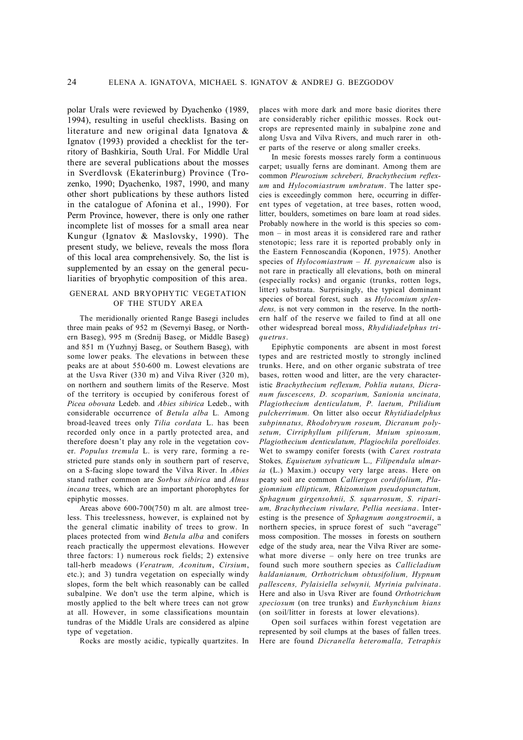polar Urals were reviewed by Dyachenko (1989, 1994), resulting in useful checklists. Basing on literature and new original data Ignatova & Ignatov (1993) provided a checklist for the territory of Bashkiria, South Ural. For Middle Ural there are several publications about the mosses in Sverdlovsk (Ekaterinburg) Province (Trozenko, 1990; Dyachenko, 1987, 1990, and many other short publications by these authors listed in the catalogue of Afonina et al., 1990). For Perm Province, however, there is only one rather incomplete list of mosses for a small area near Kungur (Ignatov & Maslovsky, 1990). The present study, we believe, reveals the moss flora of this local area comprehensively. So, the list is supplemented by an essay on the general peculiarities of bryophytic composition of this area.

## GENERAL AND BRYOPHYTIC VEGETATION OF THE STUDY AREA

The meridionally oriented Range Basegi includes three main peaks of 952 m (Severnyi Baseg, or Northern Baseg), 995 m (Srednij Baseg, or Middle Baseg) and 851 m (Yuzhnyj Baseg, or Southern Baseg), with some lower peaks. The elevations in between these peaks are at about 550-600 m. Lowest elevations are at the Usva River (330 m) and Vilva River (320 m), on northern and southern limits of the Reserve. Most of the territory is occupied by coniferous forest of *Picea obovata* Ledeb. and *Abies sibirica* Ledeb., with considerable occurrence of *Betula alba* L. Among broad-leaved trees only *Tilia cordata* L. has been recorded only once in a partly protected area, and therefore doesn't play any role in the vegetation cover. *Populus tremula* L. is very rare, forming a restricted pure stands only in southern part of reserve, on a S-facing slope toward the Vilva River. In *Abies* stand rather common are *Sorbus sibirica* and *Alnus incana* trees, which are an important phorophytes for epiphytic mosses.

Areas above 600-700(750) m alt. are almost treeless. This treelessness, however, is explained not by the general climatic inability of trees to grow. In places protected from wind *Betula alba* and conifers reach practically the uppermost elevations. However three factors: 1) numerous rock fields; 2) extensive tall-herb meadows (*Veratrum, Aconitum*, *Cirsium*, etc.); and 3) tundra vegetation on especially windy slopes, form the belt which reasonably can be called subalpine. We don't use the term alpine, which is mostly applied to the belt where trees can not grow at all. However, in some classifications mountain tundras of the Middle Urals are considered as alpine type of vegetation.

Rocks are mostly acidic, typically quartzites. In places with more dark and more basic diorites there are considerably richer epilithic mosses. Rock outcrops are represented mainly in subalpine zone and along Usva and Vilva Rivers, and much rarer in other parts of the reserve or along smaller creeks.

In mesic forests mosses rarely form a continuous carpet; usually ferns are dominant. Among them are common *Pleurozium schreberi, Brachythecium reflexum* and *Hylocomiastrum umbratum*. The latter species is exceedingly common here, occurring in different types of vegetation, at tree bases, rotten wood, litter, boulders, sometimes on bare loam at road sides. Probably nowhere in the world is this species so common – in most areas it is considered rare and rather stenotopic; less rare it is reported probably only in the Eastern Fennoscandia (Koponen, 1975). Another species of *Hylocomiastrum* – *H. pyrenaicum* also is not rare in practically all elevations, both on mineral (especially rocks) and organic (trunks, rotten logs, litter) substrata. Surprisingly, the typical dominant species of boreal forest, such as *Hylocomium splendens,* is not very common in the reserve. In the northern half of the reserve we failed to find at all one other widespread boreal moss, *Rhydidiadelphus triquetrus*.

Epiphytic components are absent in most forest types and are restricted mostly to strongly inclined trunks. Here, and on other organic substrata of tree bases, rotten wood and litter, are the very characteristic *Brachythecium reflexum, Pohlia nutans, Dicranum fuscescens, D. scoparium, Sanionia uncinata, Plagiothecium denticulatum, P. laetum, Ptilidium pulcherrimum.* On litter also occur *Rhytidiadelphus subpinnatus, Rhodobryum roseum, Dicranum polysetum, Cirriphyllum piliferum, Mnium spinosum, Plagiothecium denticulatum, Plagiochila porelloides.* Wet to swampy conifer forests (with *Carex rostrata* Stokes*, Equisetum sylvaticum* L.*, Filipendula ulmaria* (L.) Maxim.) occupy very large areas. Here on peaty soil are common *Calliergon cordifolium, Plagiomnium ellipticum, Rhizomnium pseudopunctatum, Sphagnum girgensohnii, S. squarrosum, S. riparium, Brachythecium rivulare, Pellia neesiana*. Interesting is the presence of *Sphagnum aongstroemii*, a northern species, in spruce forest of such "average" moss composition. The mosses in forests on southern edge of the study area, near the Vilva River are somewhat more diverse – only here on tree trunks are found such more southern species as *Callicladium haldanianum, Orthotrichum obtusifolium, Hypnum pallescens, Pylaisiella selwynii, Myrinia pulvinata*. Here and also in Usva River are found *Orthotrichum speciosum* (on tree trunks) and *Eurhynchium hians* (on soil/litter in forests at lower elevations).

Open soil surfaces within forest vegetation are represented by soil clumps at the bases of fallen trees. Here are found *Dicranella heteromalla, Tetraphis*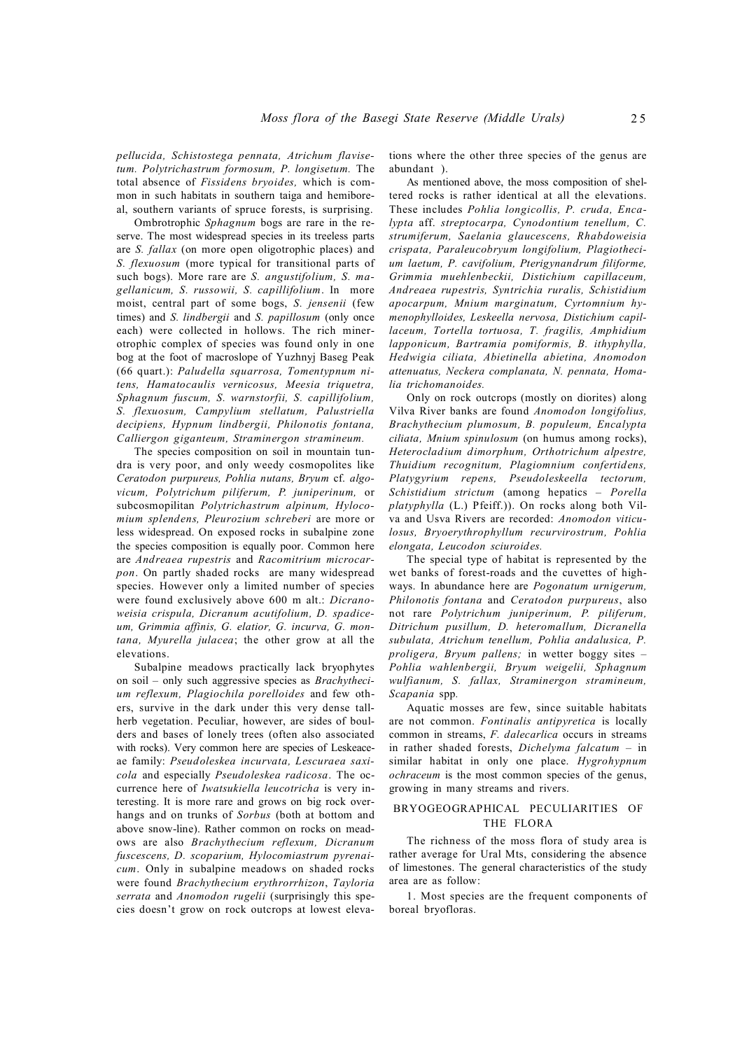*pellucida, Schistostega pennata, Atrichum flavisetum. Polytrichastrum formosum, P. longisetum.* The total absence of *Fissidens bryoides,* which is common in such habitats in southern taiga and hemiboreal, southern variants of spruce forests, is surprising.

Ombrotrophic *Sphagnum* bogs are rare in the reserve. The most widespread species in its treeless parts are *S. fallax* (on more open oligotrophic places) and *S. flexuosum* (more typical for transitional parts of such bogs). More rare are *S. angustifolium, S. magellanicum, S. russowii, S. capillifolium*. In more moist, central part of some bogs, *S. jensenii* (few times) and *S. lindbergii* and *S. papillosum* (only once each) were collected in hollows. The rich minerotrophic complex of species was found only in one bog at the foot of macroslope of Yuzhnyj Baseg Peak (66 quart.): *Paludella squarrosa, Tomentypnum nitens, Hamatocaulis vernicosus, Meesia triquetra, Sphagnum fuscum, S. warnstorfii, S. capillifolium, S. flexuosum, Campylium stellatum, Palustriella decipiens, Hypnum lindbergii, Philonotis fontana, Calliergon giganteum, Straminergon stramineum.*

The species composition on soil in mountain tundra is very poor, and only weedy cosmopolites like *Ceratodon purpureus, Pohlia nutans, Bryum* cf. *algovicum, Polytrichum piliferum, P. juniperinum,* or subcosmopilitan *Polytrichastrum alpinum, Hylocomium splendens, Pleurozium schreberi* are more or less widespread. On exposed rocks in subalpine zone the species composition is equally poor. Common here are *Andreaea rupestris* and *Racomitrium microcarpon*. On partly shaded rocks are many widespread species. However only a limited number of species were found exclusively above 600 m alt.: *Dicranoweisia crispula, Dicranum acutifolium, D. spadiceum, Grimmia affinis, G. elatior, G. incurva, G. montana, Myurella julacea*; the other grow at all the elevations.

Subalpine meadows practically lack bryophytes on soil – only such aggressive species as *Brachythecium reflexum, Plagiochila porelloides* and few others, survive in the dark under this very dense tall-herb vegetation. Peculiar, however, are sides of boulders and bases of lonely trees (often also associated with rocks). Very common here are species of Leskeaceae family: *Pseudoleskea incurvata, Lescuraea saxicola* and especially *Pseudoleskea radicosa*. The occurrence here of *Iwatsukiella leucotricha* is very interesting. It is more rare and grows on big rock overhangs and on trunks of *Sorbus* (both at bottom and above snow-line). Rather common on rocks on meadows are also *Brachythecium reflexum, Dicranum fuscescens, D. scoparium, Hylocomiastrum pyrenaicum*. Only in subalpine meadows on shaded rocks were found *Brachythecium erythrorrhizon*, *Tayloria serrata* and *Anomodon rugelii* (surprisingly this species doesn't grow on rock outcrops at lowest elevations where the other three species of the genus are abundant ).

As mentioned above, the moss composition of sheltered rocks is rather identical at all the elevations. These includes *Pohlia longicollis, P. cruda, Encalypta* aff. *streptocarpa, Cynodontium tenellum, C. strumiferum, Saelania glaucescens, Rhabdoweisia crispata, Paraleucobryum longifolium, Plagiothecium laetum, P. cavifolium, Pterigynandrum filiforme, Grimmia muehlenbeckii, Distichium capillaceum, Andreaea rupestris, Syntrichia ruralis, Schistidium apocarpum, Mnium marginatum, Cyrtomnium hymenophylloides, Leskeella nervosa, Distichium capillaceum, Tortella tortuosa, T. fragilis, Amphidium lapponicum, Bartramia pomiformis, B. ithyphylla, Hedwigia ciliata, Abietinella abietina, Anomodon attenuatus, Neckera complanata, N. pennata, Homalia trichomanoides.*

Only on rock outcrops (mostly on diorites) along Vilva River banks are found *Anomodon longifolius, Brachythecium plumosum, B. populeum, Encalypta ciliata, Mnium spinulosum* (on humus among rocks), *Heterocladium dimorphum, Orthotrichum alpestre, Thuidium recognitum, Plagiomnium confertidens, Platygyrium repens, Pseudoleskeella tectorum, Schistidium strictum* (among hepatics – *Porella platyphylla* (L.) Pfeiff.)). On rocks along both Vilva and Usva Rivers are recorded: *Anomodon viticulosus, Bryoerythrophyllum recurvirostrum, Pohlia elongata, Leucodon sciuroides.*

The special type of habitat is represented by the wet banks of forest-roads and the cuvettes of highways. In abundance here are *Pogonatum urnigerum, Philonotis fontana* and *Ceratodon purpureus*, also not rare *Polytrichum juniperinum, P. piliferum, Ditrichum pusillum, D. heteromallum, Dicranella subulata, Atrichum tenellum, Pohlia andalusica, P. proligera, Bryum pallens;* in wetter boggy sites – *Pohlia wahlenbergii, Bryum weigelii, Sphagnum wulfianum, S. fallax, Straminergon stramineum, Scapania* spp*.*

Aquatic mosses are few, since suitable habitats are not common. *Fontinalis antipyretica* is locally common in streams, *F. dalecarlica* occurs in streams in rather shaded forests, *Dichelyma falcatum* – in similar habitat in only one place. *Hygrohypnum ochraceum* is the most common species of the genus, growing in many streams and rivers.

## BRYOGEOGRAPHICAL PECULIARITIES OF THE FLORA

The richness of the moss flora of study area is rather average for Ural Mts, considering the absence of limestones. The general characteristics of the study area are as follow:

1. Most species are the frequent components of boreal bryofloras.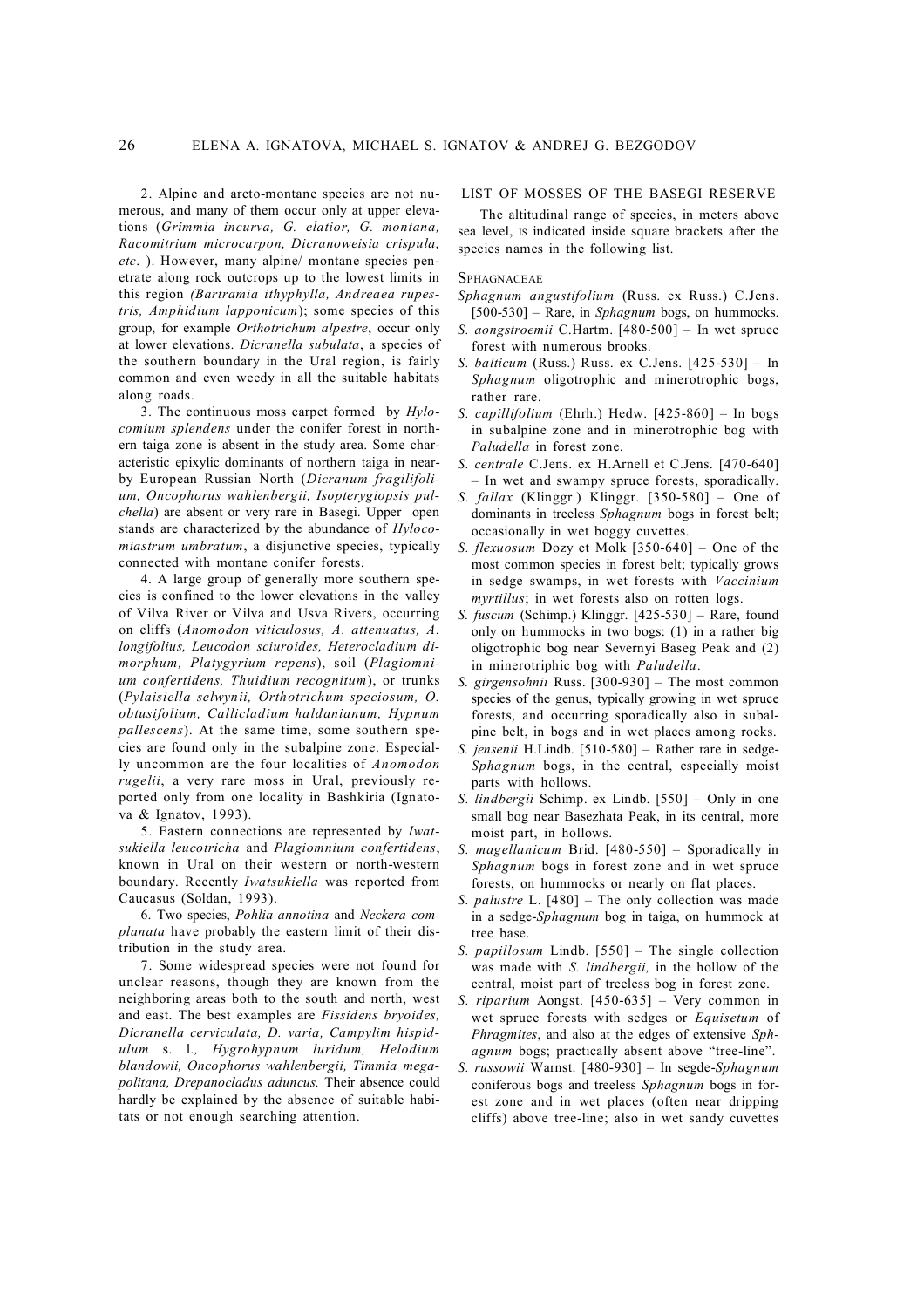2. Alpine and arcto-montane species are not numerous, and many of them occur only at upper elevations (*Grimmia incurva, G. elatior, G. montana, Racomitrium microcarpon, Dicranoweisia crispula, etc.* ). However, many alpine/ montane species penetrate along rock outcrops up to the lowest limits in this region *(Bartramia ithyphylla, Andreaea rupestris, Amphidium lapponicum*); some species of this group, for example *Orthotrichum alpestre*, occur only at lower elevations. *Dicranella subulata*, a species of the southern boundary in the Ural region, is fairly common and even weedy in all the suitable habitats along roads.

3. The continuous moss carpet formed by *Hylocomium splendens* under the conifer forest in northern taiga zone is absent in the study area. Some characteristic epixylic dominants of northern taiga in nearby European Russian North (*Dicranum fragilifolium, Oncophorus wahlenbergii, Isopterygiopsis pulchella*) are absent or very rare in Basegi. Upper open stands are characterized by the abundance of *Hylocomiastrum umbratum*, a disjunctive species, typically connected with montane conifer forests.

4. A large group of generally more southern species is confined to the lower elevations in the valley of Vilva River or Vilva and Usva Rivers, occurring on cliffs (*Anomodon viticulosus, A. attenuatus, A. longifolius, Leucodon sciuroides, Heterocladium dimorphum, Platygyrium repens*), soil (*Plagiomnium confertidens, Thuidium recognitum*), or trunks (*Pylaisiella selwynii, Orthotrichum speciosum, O. obtusifolium, Callicladium haldanianum, Hypnum pallescens*). At the same time, some southern species are found only in the subalpine zone. Especially uncommon are the four localities of *Anomodon rugelii*, a very rare moss in Ural, previously reported only from one locality in Bashkiria (Ignatova & Ignatov, 1993).

5. Eastern connections are represented by *Iwatsukiella leucotricha* and *Plagiomnium confertidens*, known in Ural on their western or north-western boundary. Recently *Iwatsukiella* was reported from Caucasus (Soldan, 1993).

6. Two species, *Pohlia annotina* and *Neckera complanata* have probably the eastern limit of their distribution in the study area.

7. Some widespread species were not found for unclear reasons, though they are known from the neighboring areas both to the south and north, west and east. The best examples are *Fissidens bryoides, Dicranella cerviculata, D. varia, Campylim hispidulum* s. l.*, Hygrohypnum luridum, Helodium blandowii, Oncophorus wahlenbergii, Timmia megapolitana, Drepanocladus aduncus.* Their absence could hardly be explained by the absence of suitable habitats or not enough searching attention.

## LIST OF MOSSES OF THE BASEGI RESERVE

The altitudinal range of species, in meters above sea level, is indicated inside square brackets after the species names in the following list.

### Sphagnaceae

*Sphagnum angustifolium* (Russ. ex Russ.) C.Jens. [500-530] – Rare, in *Sphagnum* bogs, on hummocks.

*S. aongstroemii* C.Hartm. [480-500] – In wet spruce forest with numerous brooks.

*S. balticum* (Russ.) Russ. ex C.Jens. [425-530] – In *Sphagnum* oligotrophic and minerotrophic bogs, rather rare.

*S. capillifolium* (Ehrh.) Hedw. [425-860] – In bogs in subalpine zone and in minerotrophic bog with *Paludella* in forest zone.

*S. centrale* C.Jens. ex H.Arnell et C.Jens. [470-640] – In wet and swampy spruce forests, sporadically.

*S. fallax* (Klinggr.) Klinggr. [350-580] – One of dominants in treeless *Sphagnum* bogs in forest belt; occasionally in wet boggy cuvettes.

*S. flexuosum* Dozy et Molk [350-640] – One of the most common species in forest belt; typically grows in sedge swamps, in wet forests with *Vaccinium myrtillus*; in wet forests also on rotten logs.

*S. fuscum* (Schimp.) Klinggr. [425-530] – Rare, found only on hummocks in two bogs: (1) in a rather big oligotrophic bog near Severnyi Baseg Peak and (2) in minerotriphic bog with *Paludella*.

*S. girgensohnii* Russ. [300-930] – The most common species of the genus, typically growing in wet spruce forests, and occurring sporadically also in subalpine belt, in bogs and in wet places among rocks.

*S. jensenii* H.Lindb. [510-580] – Rather rare in sedge-*Sphagnum* bogs, in the central, especially moist parts with hollows.

*S. lindbergii* Schimp. ex Lindb. [550] – Only in one small bog near Basezhata Peak, in its central, more moist part, in hollows.

*S. magellanicum* Brid. [480-550] – Sporadically in *Sphagnum* bogs in forest zone and in wet spruce forests, on hummocks or nearly on flat places.

*S. palustre* L. [480] – The only collection was made in a sedge-*Sphagnum* bog in taiga, on hummock at tree base.

*S. papillosum* Lindb. [550] – The single collection was made with *S. lindbergii,* in the hollow of the central, moist part of treeless bog in forest zone.

*S. riparium* Aongst. [450-635] – Very common in wet spruce forests with sedges or *Equisetum* of *Phragmites*, and also at the edges of extensive *Sphagnum* bogs; practically absent above "tree-line".

*S. russowii* Warnst. [480-930] – In segde-*Sphagnum* coniferous bogs and treeless *Sphagnum* bogs in forest zone and in wet places (often near dripping cliffs) above tree-line; also in wet sandy cuvettes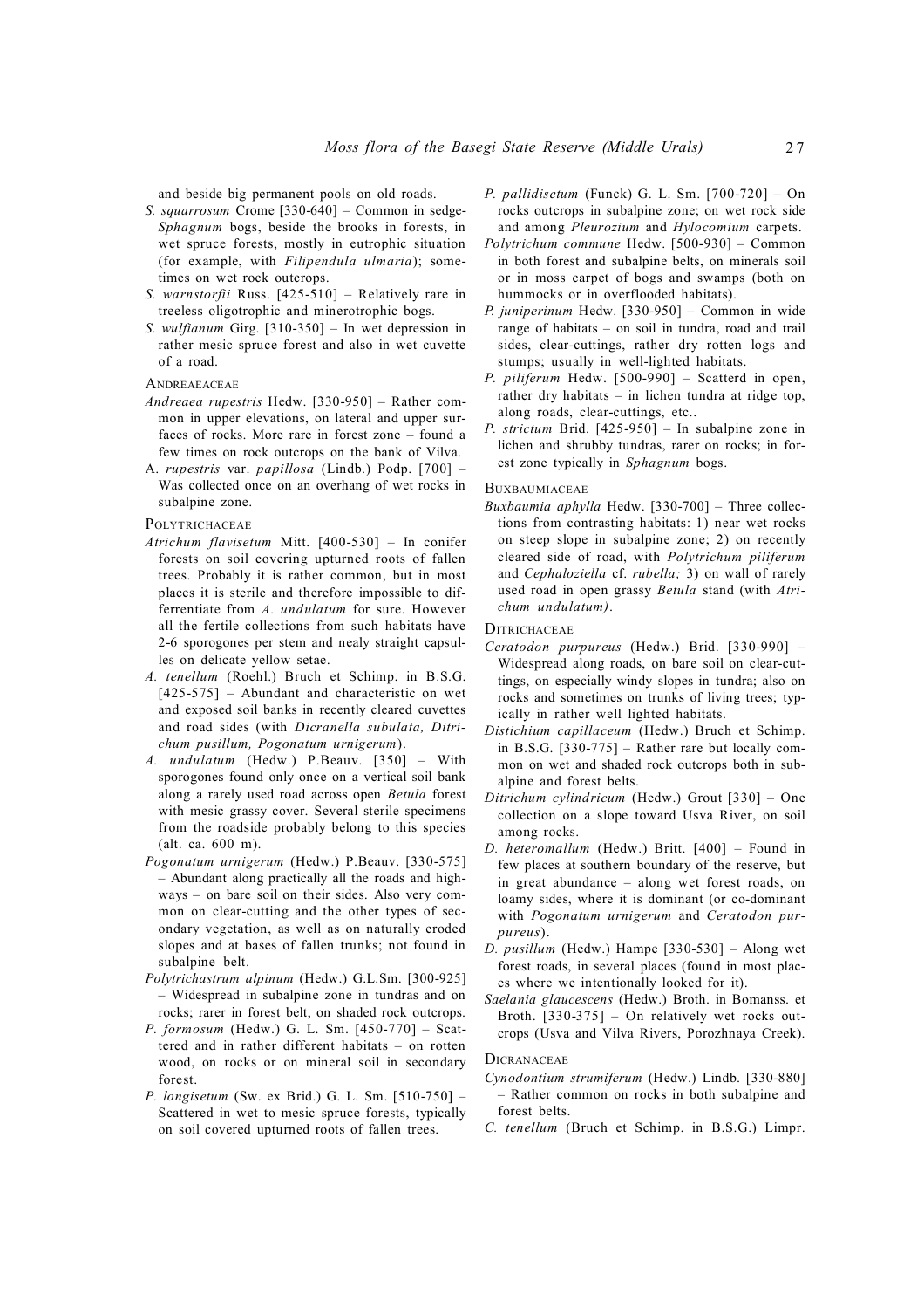and beside big permanent pools on old roads.

*S. squarrosum* Crome [330-640] – Common in sedge-*Sphagnum* bogs, beside the brooks in forests, in wet spruce forests, mostly in eutrophic situation (for example, with *Filipendula ulmaria*); sometimes on wet rock outcrops.

*S. warnstorfii* Russ. [425-510] – Relatively rare in treeless oligotrophic and minerotrophic bogs.

*S. wulfianum* Girg. [310-350] – In wet depression in rather mesic spruce forest and also in wet cuvette of a road.

ANDREAEACEAE

*Andreaea rupestris* Hedw. [330-950] – Rather common in upper elevations, on lateral and upper surfaces of rocks. More rare in forest zone – found a few times on rock outcrops on the bank of Vilva.

A. *rupestris* var. *papillosa* (Lindb.) Podp. [700] – Was collected once on an overhang of wet rocks in subalpine zone.

POLYTRICHACEAE

*Atrichum flavisetum* Mitt. [400-530] – In conifer forests on soil covering upturned roots of fallen trees. Probably it is rather common, but in most places it is sterile and therefore impossible to differentiate from *A. undulatum* for sure. However all the fertile collections from such habitats have 2-6 sporogones per stem and nealy straight capsulles on delicate yellow setae.

*A. tenellum* (Roehl.) Bruch et Schimp. in B.S.G. [425-575] – Abundant and characteristic on wet and exposed soil banks in recently cleared cuvettes and road sides (with *Dicranella subulata, Ditrichum pusillum, Pogonatum urnigerum*).

*A. undulatum* (Hedw.) P.Beauv. [350] – With sporogones found only once on a vertical soil bank along a rarely used road across open *Betula* forest with mesic grassy cover. Several sterile specimens from the roadside probably belong to this species (alt. ca. 600 m).

*Pogonatum urnigerum* (Hedw.) P.Beauv. [330-575] – Abundant along practically all the roads and highways – on bare soil on their sides. Also very common on clear-cutting and the other types of secondary vegetation, as well as on naturally eroded slopes and at bases of fallen trunks; not found in subalpine belt.

*Polytrichastrum alpinum* (Hedw.) G.L.Sm. [300-925] – Widespread in subalpine zone in tundras and on rocks; rarer in forest belt, on shaded rock outcrops.

*P. formosum* (Hedw.) G. L. Sm. [450-770] – Scattered and in rather different habitats – on rotten wood, on rocks or on mineral soil in secondary forest.

*P. longisetum* (Sw. ex Brid.) G. L. Sm. [510-750] – Scattered in wet to mesic spruce forests, typically on soil covered upturned roots of fallen trees.

*P. pallidisetum* (Funck) G. L. Sm. [700-720] – On rocks outcrops in subalpine zone; on wet rock side and among *Pleurozium* and *Hylocomium* carpets.

*Polytrichum commune* Hedw. [500-930] – Common in both forest and subalpine belts, on minerals soil or in moss carpet of bogs and swamps (both on hummocks or in overflooded habitats).

*P. juniperinum* Hedw. [330-950] – Common in wide range of habitats – on soil in tundra, road and trail sides, clear-cuttings, rather dry rotten logs and stumps; usually in well-lighted habitats.

*P. piliferum* Hedw. [500-990] – Scatterd in open, rather dry habitats – in lichen tundra at ridge top, along roads, clear-cuttings, etc..

*P. strictum* Brid. [425-950] – In subalpine zone in lichen and shrubby tundras, rarer on rocks; in forest zone typically in *Sphagnum* bogs.

BUXBAUMIACEAE

*Buxbaumia aphylla* Hedw. [330-700] – Three collections from contrasting habitats: 1) near wet rocks on steep slope in subalpine zone; 2) on recently cleared side of road, with *Polytrichum piliferum* and *Cephaloziella* cf. *rubella;* 3) on wall of rarely used road in open grassy *Betula* stand (with *Atrichum undulatum)*.

DITRICHACEAE

*Ceratodon purpureus* (Hedw.) Brid. [330-990] – Widespread along roads, on bare soil on clear-cuttings, on especially windy slopes in tundra; also on rocks and sometimes on trunks of living trees; typically in rather well lighted habitats.

*Distichium capillaceum* (Hedw.) Bruch et Schimp. in B.S.G. [330-775] – Rather rare but locally common on wet and shaded rock outcrops both in subalpine and forest belts.

*Ditrichum cylindricum* (Hedw.) Grout [330] – One collection on a slope toward Usva River, on soil among rocks.

*D. heteromallum* (Hedw.) Britt. [400] – Found in few places at southern boundary of the reserve, but in great abundance – along wet forest roads, on loamy sides, where it is dominant (or co-dominant with *Pogonatum urnigerum* and *Ceratodon purpureus*).

*D. pusillum* (Hedw.) Hampe [330-530] – Along wet forest roads, in several places (found in most places where we intentionally looked for it).

*Saelania glaucescens* (Hedw.) Broth. in Bomanss. et Broth. [330-375] – On relatively wet rocks outcrops (Usva and Vilva Rivers, Porozhnaya Creek).

DICRANACEAE

*Cynodontium strumiferum* (Hedw.) Lindb. [330-880] – Rather common on rocks in both subalpine and forest belts.

*C. tenellum* (Bruch et Schimp. in B.S.G.) Limpr.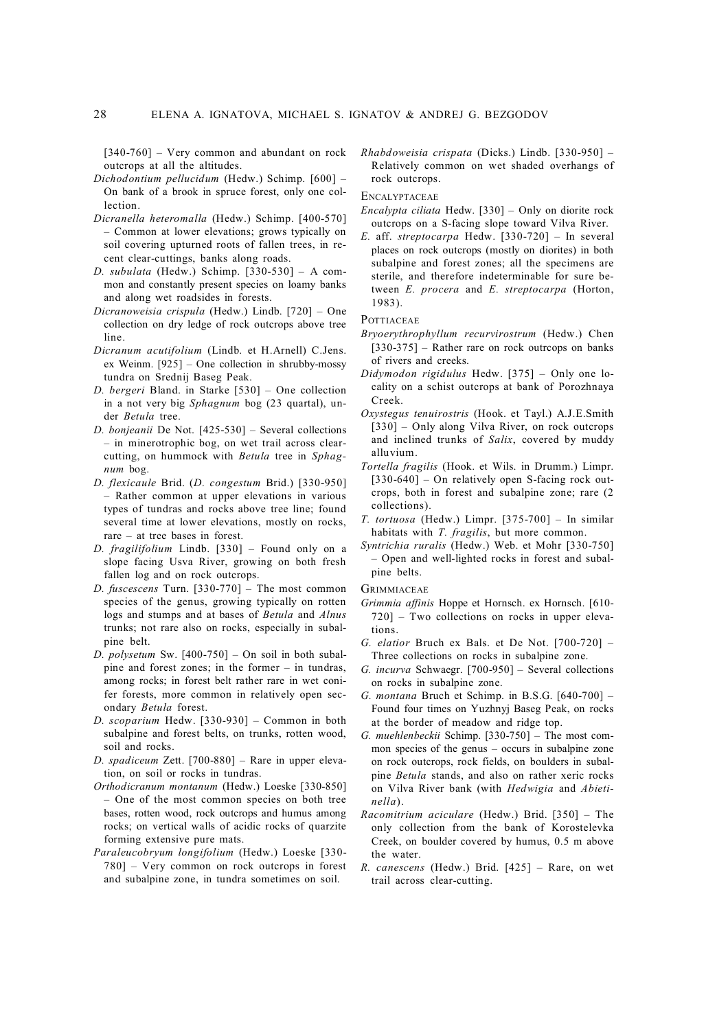[340-760] – Very common and abundant on rock outcrops at all the altitudes.

*Dichodontium pellucidum* (Hedw.) Schimp. [600] – On bank of a brook in spruce forest, only one collection.

*Dicranella heteromalla* (Hedw.) Schimp. [400-570] – Common at lower elevations; grows typically on soil covering upturned roots of fallen trees, in recent clear-cuttings, banks along roads.

*D. subulata* (Hedw.) Schimp. [330-530] – A common and constantly present species on loamy banks and along wet roadsides in forests.

*Dicranoweisia crispula* (Hedw.) Lindb. [720] – One collection on dry ledge of rock outcrops above tree line.

*Dicranum acutifolium* (Lindb. et H.Arnell) C.Jens. ex Weinm. [925] – One collection in shrubby-mossy tundra on Srednij Baseg Peak.

*D. bergeri* Bland. in Starke [530] – One collection in a not very big *Sphagnum* bog (23 quartal), under *Betula* tree.

*D. bonjeanii* De Not. [425-530] – Several collections – in minerotrophic bog, on wet trail across clear-cutting, on hummock with *Betula* tree in *Sphagnum* bog.

*D. flexicaule* Brid. (*D. congestum* Brid.) [330-950] – Rather common at upper elevations in various types of tundras and rocks above tree line; found several time at lower elevations, mostly on rocks, rare – at tree bases in forest.

*D. fragilifolium* Lindb. [330] – Found only on a slope facing Usva River, growing on both fresh fallen log and on rock outcrops.

*D. fuscescens* Turn. [330-770] – The most common species of the genus, growing typically on rotten logs and stumps and at bases of *Betula* and *Alnus* trunks; not rare also on rocks, especially in subalpine belt.

*D. polysetum* Sw. [400-750] – On soil in both subalpine and forest zones; in the former – in tundras, among rocks; in forest belt rather rare in wet conifer forests, more common in relatively open secondary *Betula* forest.

*D. scoparium* Hedw. [330-930] – Common in both subalpine and forest belts, on trunks, rotten wood, soil and rocks.

*D. spadiceum* Zett. [700-880] – Rare in upper elevation, on soil or rocks in tundras.

*Orthodicranum montanum* (Hedw.) Loeske [330-850] – One of the most common species on both tree bases, rotten wood, rock outcrops and humus among rocks; on vertical walls of acidic rocks of quarzite forming extensive pure mats.

*Paraleucobryum longifolium* (Hedw.) Loeske [330-780] – Very common on rock outcrops in forest and subalpine zone, in tundra sometimes on soil.

*Rhabdoweisia crispata* (Dicks.) Lindb. [330-950] – Relatively common on wet shaded overhangs of rock outcrops.

Encalyptaceae

*Encalypta ciliata* Hedw. [330] – Only on diorite rock outcrops on a S-facing slope toward Vilva River.

*E.* aff. *streptocarpa* Hedw. [330-720] – In several places on rock outcrops (mostly on diorites) in both subalpine and forest zones; all the specimens are sterile, and therefore indeterminable for sure between *E. procera* and *E. streptocarpa* (Horton, 1983).

Pottiaceae

*Bryoerythrophyllum recurvirostrum* (Hedw.) Chen [330-375] – Rather rare on rock outrcops on banks of rivers and creeks.

*Didymodon rigidulus* Hedw. [375] – Only one locality on a schist outcrops at bank of Porozhnaya Creek.

*Oxystegus tenuirostris* (Hook. et Tayl.) A.J.E.Smith [330] – Only along Vilva River, on rock outcrops and inclined trunks of *Salix*, covered by muddy alluvium.

*Tortella fragilis* (Hook. et Wils. in Drumm.) Limpr. [330-640] – On relatively open S-facing rock outcrops, both in forest and subalpine zone; rare (2 collections).

*T. tortuosa* (Hedw.) Limpr. [375-700] – In similar habitats with *T. fragilis*, but more common.

*Syntrichia ruralis* (Hedw.) Web. et Mohr [330-750] – Open and well-lighted rocks in forest and subalpine belts.

Grimmiaceae

*Grimmia affinis* Hoppe et Hornsch. ex Hornsch. [610-720] – Two collections on rocks in upper elevations.

*G. elatior* Bruch ex Bals. et De Not. [700-720] – Three collections on rocks in subalpine zone.

*G. incurva* Schwaegr. [700-950] – Several collections on rocks in subalpine zone.

*G. montana* Bruch et Schimp. in B.S.G. [640-700] – Found four times on Yuzhnyj Baseg Peak, on rocks at the border of meadow and ridge top.

*G. muehlenbeckii* Schimp. [330-750] – The most common species of the genus – occurs in subalpine zone on rock outcrops, rock fields, on boulders in subalpine *Betula* stands, and also on rather xeric rocks on Vilva River bank (with *Hedwigia* and *Abietinella*).

*Racomitrium aciculare* (Hedw.) Brid. [350] – The only collection from the bank of Korostelevka Creek, on boulder covered by humus, 0.5 m above the water.

*R. canescens* (Hedw.) Brid. [425] – Rare, on wet trail across clear-cutting.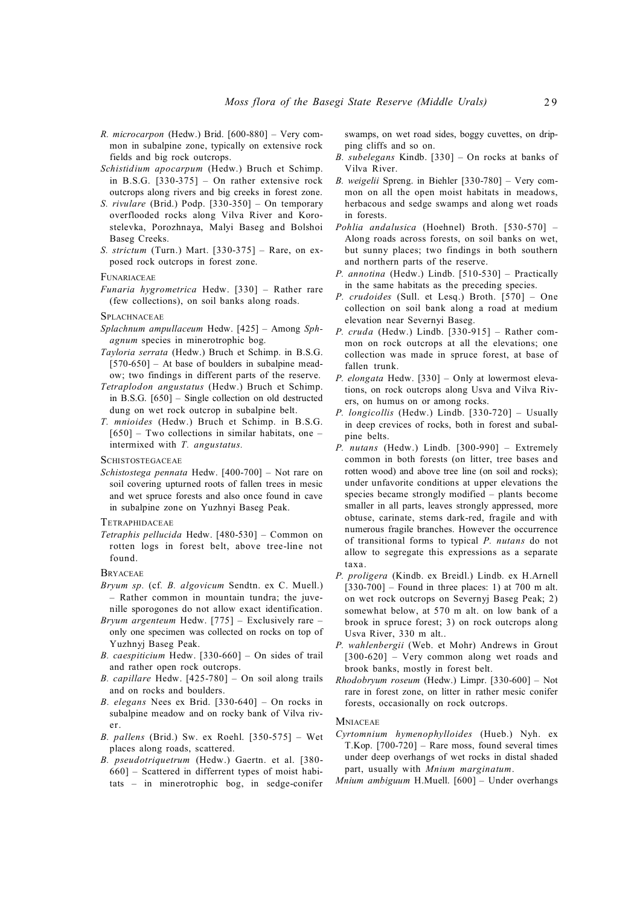*R. microcarpon* (Hedw.) Brid. [600-880] – Very common in subalpine zone, typically on extensive rock fields and big rock outcrops.

*Schistidium apocarpum* (Hedw.) Bruch et Schimp. in B.S.G. [330-375] – On rather extensive rock outcrops along rivers and big creeks in forest zone.

*S. rivulare* (Brid.) Podp. [330-350] – On temporary overflooded rocks along Vilva River and Korostelevka, Porozhnaya, Malyi Baseg and Bolshoi Baseg Creeks.

*S. strictum* (Turn.) Mart. [330-375] – Rare, on exposed rock outcrops in forest zone.

FUNARIACEAE

*Funaria hygrometrica* Hedw. [330] – Rather rare (few collections), on soil banks along roads.

SPLACHNACEAE

*Splachnum ampullaceum* Hedw. [425] – Among *Sphagnum* species in minerotrophic bog.

*Tayloria serrata* (Hedw.) Bruch et Schimp. in B.S.G. [570-650] – At base of boulders in subalpine meadow; two findings in different parts of the reserve.

*Tetraplodon angustatus* (Hedw.) Bruch et Schimp. in B.S.G. [650] – Single collection on old destructed dung on wet rock outcrop in subalpine belt.

*T. mnioides* (Hedw.) Bruch et Schimp. in B.S.G. [650] – Two collections in similar habitats, one – intermixed with *T. angustatus.*

SCHISTOSTEGACEAE

*Schistostega pennata* Hedw. [400-700] – Not rare on soil covering upturned roots of fallen trees in mesic and wet spruce forests and also once found in cave in subalpine zone on Yuzhnyi Baseg Peak.

TETRAPHIDACEAE

*Tetraphis pellucida* Hedw. [480-530] – Common on rotten logs in forest belt, above tree-line not found.

BRYACEAE

*Bryum sp.* (cf. *B. algovicum* Sendtn. ex C. Muell.) – Rather common in mountain tundra; the juvenille sporogones do not allow exact identification.

*Bryum argenteum* Hedw. [775] – Exclusively rare – only one specimen was collected on rocks on top of Yuzhnyj Baseg Peak.

*B. caespiticium* Hedw. [330-660] – On sides of trail and rather open rock outcrops.

*B. capillare* Hedw. [425-780] – On soil along trails and on rocks and boulders.

*B. elegans* Nees ex Brid. [330-640] – On rocks in subalpine meadow and on rocky bank of Vilva river.

*B. pallens* (Brid.) Sw. ex Roehl. [350-575] – Wet places along roads, scattered.

*B. pseudotriquetrum* (Hedw.) Gaertn. et al. [380-660] – Scattered in differrent types of moist habitats – in minerotrophic bog, in sedge-conifer swamps, on wet road sides, boggy cuvettes, on dripping cliffs and so on.

*B. subelegans* Kindb. [330] – On rocks at banks of Vilva River.

*B. weigelii* Spreng. in Biehler [330-780] – Very common on all the open moist habitats in meadows, herbacous and sedge swamps and along wet roads in forests.

*Pohlia andalusica* (Hoehnel) Broth. [530-570] – Along roads across forests, on soil banks on wet, but sunny places; two findings in both southern and northern parts of the reserve.

*P. annotina* (Hedw.) Lindb. [510-530] – Practically in the same habitats as the preceding species.

*P. crudoides* (Sull. et Lesq.) Broth. [570] – One collection on soil bank along a road at medium elevation near Severnyi Baseg.

*P. cruda* (Hedw.) Lindb. [330-915] – Rather common on rock outcrops at all the elevations; one collection was made in spruce forest, at base of fallen trunk.

*P. elongata* Hedw. [330] – Only at lowermost elevations, on rock outcrops along Usva and Vilva Rivers, on humus on or among rocks.

*P. longicollis* (Hedw.) Lindb. [330-720] – Usually in deep crevices of rocks, both in forest and subalpine belts.

*P. nutans* (Hedw.) Lindb. [300-990] – Extremely common in both forests (on litter, tree bases and rotten wood) and above tree line (on soil and rocks); under unfavorite conditions at upper elevations the species became strongly modified – plants become smaller in all parts, leaves strongly appressed, more obtuse, carinate, stems dark-red, fragile and with numerous fragile branches. However the occurrence of transitional forms to typical *P. nutans* do not allow to segregate this expressions as a separate taxa.

*P. proligera* (Kindb. ex Breidl.) Lindb. ex H.Arnell [330-700] – Found in three places: 1) at 700 m alt. on wet rock outcrops on Severnyj Baseg Peak; 2) somewhat below, at 570 m alt. on low bank of a brook in spruce forest; 3) on rock outcrops along Usva River, 330 m alt..

*P. wahlenbergii* (Web. et Mohr) Andrews in Grout [300-620] – Very common along wet roads and brook banks, mostly in forest belt.

*Rhodobryum roseum* (Hedw.) Limpr. [330-600] – Not rare in forest zone, on litter in rather mesic conifer forests, occasionally on rock outcrops.

MNIACEAE

*Cyrtomnium hymenophylloides* (Hueb.) Nyh. ex T.Kop. [700-720] – Rare moss, found several times under deep overhangs of wet rocks in distal shaded part, usually with *Mnium marginatum*.

*Mnium ambiguum* H.Muell. [600] – Under overhangs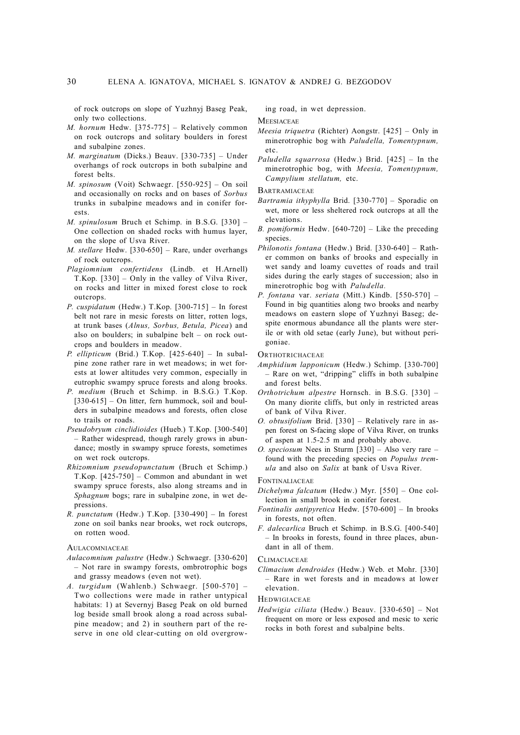of rock outcrops on slope of Yuzhnyj Baseg Peak, only two collections.

*M. hornum* Hedw. [375-775] – Relatively common on rock outcrops and solitary boulders in forest and subalpine zones.

*M. marginatum* (Dicks.) Beauv. [330-735] – Under overhangs of rock outcrops in both subalpine and forest belts.

*M. spinosum* (Voit) Schwaegr. [550-925] – On soil and occasionally on rocks and on bases of *Sorbus* trunks in subalpine meadows and in conifer forests.

*M. spinulosum* Bruch et Schimp. in B.S.G. [330] – One collection on shaded rocks with humus layer, on the slope of Usva River.

*M. stellare* Hedw. [330-650] – Rare, under overhangs of rock outcrops.

*Plagiomnium confertidens* (Lindb. et H.Arnell) T.Kop. [330] – Only in the valley of Vilva River, on rocks and litter in mixed forest close to rock outcrops.

*P. cuspidatum* (Hedw.) T.Kop. [300-715] – In forest belt not rare in mesic forests on litter, rotten logs, at trunk bases (*Alnus, Sorbus, Betula, Picea*) and also on boulders; in subalpine belt – on rock outcrops and boulders in meadow.

*P. ellipticum* (Brid.) T.Kop. [425-640] – In subalpine zone rather rare in wet meadows; in wet forests at lower altitudes very common, especially in eutrophic swampy spruce forests and along brooks.

*P. medium* (Bruch et Schimp. in B.S.G.) T.Kop. [330-615] – On litter, fern hummock, soil and boulders in subalpine meadows and forests, often close to trails or roads.

*Pseudobryum cinclidioides* (Hueb.) T.Kop. [300-540] – Rather widespread, though rarely grows in abundance; mostly in swampy spruce forests, sometimes on wet rock outcrops.

*Rhizomnium pseudopunctatum* (Bruch et Schimp.) T.Kop. [425-750] – Common and abundant in wet swampy spruce forests, also along streams and in *Sphagnum* bogs; rare in subalpine zone, in wet depressions.

*R. punctatum* (Hedw.) T.Kop. [330-490] – In forest zone on soil banks near brooks, wet rock outcrops, on rotten wood.

AULACOMNIACEAE

*Aulacomnium palustre* (Hedw.) Schwaegr. [330-620] – Not rare in swampy forests, ombrotrophic bogs and grassy meadows (even not wet).

*A. turgidum* (Wahlenb.) Schwaegr. [500-570] – Two collections were made in rather untypical habitats: 1) at Severnyj Baseg Peak on old burned log beside small brook along a road across subalpine meadow; and 2) in southern part of the reserve in one old clear-cutting on old overgrowing road, in wet depression.

MEESIACEAE

*Meesia triquetra* (Richter) Aongstr. [425] – Only in minerotrophic bog with *Paludella, Tomentypnum,* etc.

*Paludella squarrosa* (Hedw.) Brid. [425] – In the minerotrophic bog, with *Meesia, Tomentypnum, Campylium stellatum,* etc.

BARTRAMIACEAE

*Bartramia ithyphylla* Brid. [330-770] – Sporadic on wet, more or less sheltered rock outcrops at all the elevations.

*B. pomiformis* Hedw. [640-720] – Like the preceding species.

*Philonotis fontana* (Hedw.) Brid. [330-640] – Rather common on banks of brooks and especially in wet sandy and loamy cuvettes of roads and trail sides during the early stages of succession; also in minerotrophic bog with *Paludella.*

*P. fontana* var. *seriata* (Mitt.) Kindb. [550-570] – Found in big quantities along two brooks and nearby meadows on eastern slope of Yuzhnyi Baseg; despite enormous abundance all the plants were sterile or with old setae (early June), but without perigoniae.

ORTHOTRICHACEAE

*Amphidium lapponicum* (Hedw.) Schimp. [330-700] – Rare on wet, "dripping" cliffs in both subalpine and forest belts.

*Orthotrichum alpestre* Hornsch. in B.S.G. [330] – On many diorite cliffs, but only in restricted areas of bank of Vilva River.

*O. obtusifolium* Brid. [330] – Relatively rare in aspen forest on S-facing slope of Vilva River, on trunks of aspen at 1.5-2.5 m and probably above.

*O. speciosum* Nees in Sturm [330] – Also very rare – found with the preceding species on *Populus tremula* and also on *Salix* at bank of Usva River.

FONTINALIACEAE

*Dichelyma falcatum* (Hedw.) Myr. [550] – One collection in small brook in conifer forest.

*Fontinalis antipyretica* Hedw. [570-600] – In brooks in forests, not often.

*F. dalecarlica* Bruch et Schimp. in B.S.G. [400-540] – In brooks in forests, found in three places, abundant in all of them.

CLIMACIACEAE

*Climacium dendroides* (Hedw.) Web. et Mohr. [330] – Rare in wet forests and in meadows at lower elevation.

HEDWIGIACEAE

*Hedwigia ciliata* (Hedw.) Beauv. [330-650] – Not frequent on more or less exposed and mesic to xeric rocks in both forest and subalpine belts.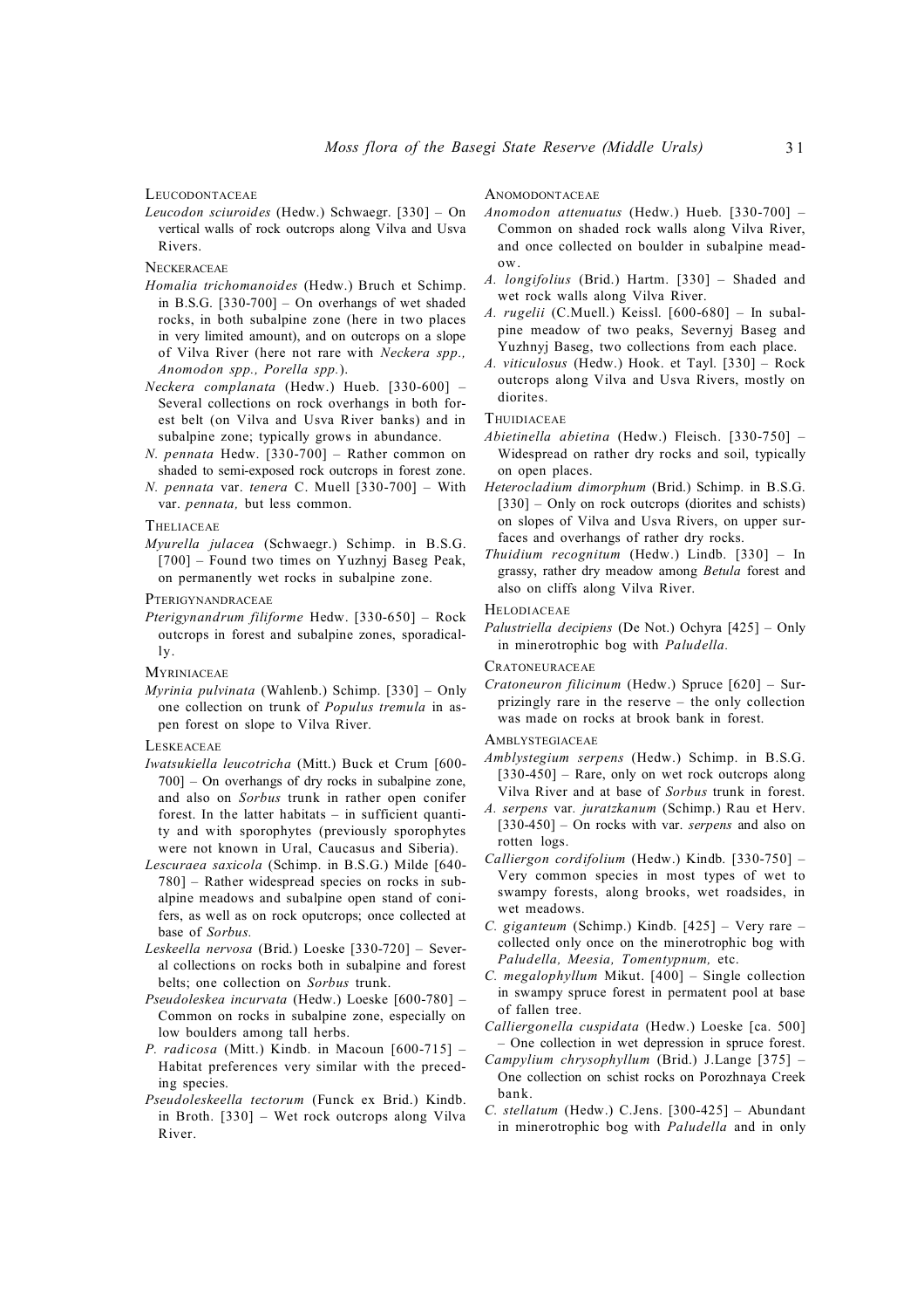LEUCODONTACEAE

*Leucodon sciuroides* (Hedw.) Schwaegr. [330] – On vertical walls of rock outcrops along Vilva and Usva Rivers.

NECKERACEAE

*Homalia trichomanoides* (Hedw.) Bruch et Schimp. in B.S.G. [330-700] – On overhangs of wet shaded rocks, in both subalpine zone (here in two places in very limited amount), and on outcrops on a slope of Vilva River (here not rare with *Neckera spp., Anomodon spp., Porella spp.*).

*Neckera complanata* (Hedw.) Hueb. [330-600] – Several collections on rock overhangs in both forest belt (on Vilva and Usva River banks) and in subalpine zone; typically grows in abundance.

*N. pennata* Hedw. [330-700] – Rather common on shaded to semi-exposed rock outcrops in forest zone.

*N. pennata* var. *tenera* C. Muell [330-700] – With var. *pennata,* but less common.

THELIACEAE

*Myurella julacea* (Schwaegr.) Schimp. in B.S.G. [700] – Found two times on Yuzhnyj Baseg Peak, on permanently wet rocks in subalpine zone.

PTERIGYNANDRACEAE

*Pterigynandrum filiforme* Hedw. [330-650] – Rock outcrops in forest and subalpine zones, sporadically.

MYRINIACEAE

*Myrinia pulvinata* (Wahlenb.) Schimp. [330] – Only one collection on trunk of *Populus tremula* in aspen forest on slope to Vilva River.

LESKEACEAE

*Iwatsukiella leucotricha* (Mitt.) Buck et Crum [600-700] – On overhangs of dry rocks in subalpine zone, and also on *Sorbus* trunk in rather open conifer forest. In the latter habitats – in sufficient quantity and with sporophytes (previously sporophytes were not known in Ural, Caucasus and Siberia).

*Lescuraea saxicola* (Schimp. in B.S.G.) Milde [640-780] – Rather widespread species on rocks in subalpine meadows and subalpine open stand of conifers, as well as on rock oputcrops; once collected at base of *Sorbus.*

*Leskeella nervosa* (Brid.) Loeske [330-720] – Several collections on rocks both in subalpine and forest belts; one collection on *Sorbus* trunk.

*Pseudoleskea incurvata* (Hedw.) Loeske [600-780] – Common on rocks in subalpine zone, especially on low boulders among tall herbs.

*P. radicosa* (Mitt.) Kindb. in Macoun [600-715] – Habitat preferences very similar with the preceding species.

*Pseudoleskeella tectorum* (Funck ex Brid.) Kindb. in Broth. [330] – Wet rock outcrops along Vilva River.

ANOMODONTACEAE

*Anomodon attenuatus* (Hedw.) Hueb. [330-700] – Common on shaded rock walls along Vilva River, and once collected on boulder in subalpine meadow.

*A. longifolius* (Brid.) Hartm. [330] – Shaded and wet rock walls along Vilva River.

*A. rugelii* (C.Muell.) Keissl. [600-680] – In subalpine meadow of two peaks, Severnyj Baseg and Yuzhnyj Baseg, two collections from each place.

*A. viticulosus* (Hedw.) Hook. et Tayl. [330] – Rock outcrops along Vilva and Usva Rivers, mostly on diorites.

THUIDIACEAE

*Abietinella abietina* (Hedw.) Fleisch. [330-750] – Widespread on rather dry rocks and soil, typically on open places.

*Heterocladium dimorphum* (Brid.) Schimp. in B.S.G. [330] – Only on rock outcrops (diorites and schists) on slopes of Vilva and Usva Rivers, on upper surfaces and overhangs of rather dry rocks.

*Thuidium recognitum* (Hedw.) Lindb. [330] – In grassy, rather dry meadow among *Betula* forest and also on cliffs along Vilva River.

HELODIACEAE

*Palustriella decipiens* (De Not.) Ochyra [425] – Only in minerotrophic bog with *Paludella.*

CRATONEURACEAE

*Cratoneuron filicinum* (Hedw.) Spruce [620] – Surprizingly rare in the reserve – the only collection was made on rocks at brook bank in forest.

AMBLYSTEGIACEAE

*Amblystegium serpens* (Hedw.) Schimp. in B.S.G. [330-450] – Rare, only on wet rock outcrops along Vilva River and at base of *Sorbus* trunk in forest.

*A. serpens* var. *juratzkanum* (Schimp.) Rau et Herv. [330-450] – On rocks with var. *serpens* and also on rotten logs.

*Calliergon cordifolium* (Hedw.) Kindb. [330-750] – Very common species in most types of wet to swampy forests, along brooks, wet roadsides, in wet meadows.

*C. giganteum* (Schimp.) Kindb. [425] – Very rare – collected only once on the minerotrophic bog with *Paludella, Meesia, Tomentypnum,* etc.

*C. megalophyllum* Mikut. [400] – Single collection in swampy spruce forest in permatent pool at base of fallen tree.

*Calliergonella cuspidata* (Hedw.) Loeske [ca. 500] – One collection in wet depression in spruce forest.

*Campylium chrysophyllum* (Brid.) J.Lange [375] – One collection on schist rocks on Porozhnaya Creek bank.

*C. stellatum* (Hedw.) C.Jens. [300-425] – Abundant in minerotrophic bog with *Paludella* and in only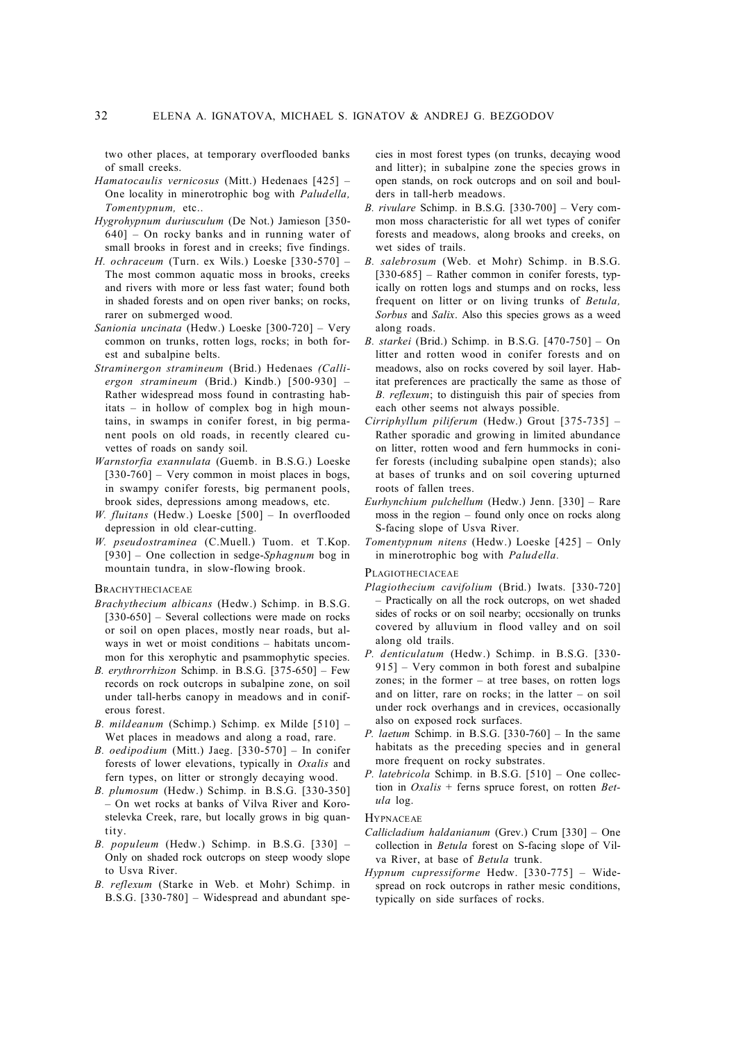two other places, at temporary overflooded banks of small creeks.

*Hamatocaulis vernicosus* (Mitt.) Hedenaes [425] – One locality in minerotrophic bog with *Paludella, Tomentypnum,* etc..

*Hygrohypnum duriusculum* (De Not.) Jamieson [350-640] – On rocky banks and in running water of small brooks in forest and in creeks; five findings.

*H. ochraceum* (Turn. ex Wils.) Loeske [330-570] – The most common aquatic moss in brooks, creeks and rivers with more or less fast water; found both in shaded forests and on open river banks; on rocks, rarer on submerged wood.

*Sanionia uncinata* (Hedw.) Loeske [300-720] – Very common on trunks, rotten logs, rocks; in both forest and subalpine belts.

*Straminergon stramineum* (Brid.) Hedenaes *(Calliergon stramineum* (Brid.) Kindb.) [500-930] – Rather widespread moss found in contrasting habitats – in hollow of complex bog in high mountains, in swamps in conifer forest, in big permanent pools on old roads, in recently cleared cuvettes of roads on sandy soil.

*Warnstorfia exannulata* (Guemb. in B.S.G.) Loeske [330-760] – Very common in moist places in bogs, in swampy conifer forests, big permanent pools, brook sides, depressions among meadows, etc.

*W. fluitans* (Hedw.) Loeske [500] – In overflooded depression in old clear-cutting.

*W. pseudostraminea* (C.Muell.) Tuom. et T.Kop. [930] – One collection in sedge-*Sphagnum* bog in mountain tundra, in slow-flowing brook.

BRACHYTHECIACEAE

*Brachythecium albicans* (Hedw.) Schimp. in B.S.G. [330-650] – Several collections were made on rocks or soil on open places, mostly near roads, but always in wet or moist conditions – habitats uncommon for this xerophytic and psammophytic species.

*B. erythrorrhizon* Schimp. in B.S.G. [375-650] – Few records on rock outcrops in subalpine zone, on soil under tall-herbs canopy in meadows and in coniferous forest.

*B. mildeanum* (Schimp.) Schimp. ex Milde [510] – Wet places in meadows and along a road, rare.

*B. oedipodium* (Mitt.) Jaeg. [330-570] – In conifer forests of lower elevations, typically in *Oxalis* and fern types, on litter or strongly decaying wood.

*B. plumosum* (Hedw.) Schimp. in B.S.G. [330-350] – On wet rocks at banks of Vilva River and Korostelevka Creek, rare, but locally grows in big quantity.

*B. populeum* (Hedw.) Schimp. in B.S.G. [330] – Only on shaded rock outcrops on steep woody slope to Usva River.

*B. reflexum* (Starke in Web. et Mohr) Schimp. in B.S.G. [330-780] – Widespread and abundant species in most forest types (on trunks, decaying wood and litter); in subalpine zone the species grows in open stands, on rock outcrops and on soil and boulders in tall-herb meadows.

*B. rivulare* Schimp. in B.S.G. [330-700] – Very common moss characteristic for all wet types of conifer forests and meadows, along brooks and creeks, on wet sides of trails.

*B. salebrosum* (Web. et Mohr) Schimp. in B.S.G. [330-685] – Rather common in conifer forests, typically on rotten logs and stumps and on rocks, less frequent on litter or on living trunks of *Betula, Sorbus* and *Salix*. Also this species grows as a weed along roads.

*B. starkei* (Brid.) Schimp. in B.S.G. [470-750] – On litter and rotten wood in conifer forests and on meadows, also on rocks covered by soil layer. Habitat preferences are practically the same as those of *B. reflexum*; to distinguish this pair of species from each other seems not always possible.

*Cirriphyllum piliferum* (Hedw.) Grout [375-735] – Rather sporadic and growing in limited abundance on litter, rotten wood and fern hummocks in conifer forests (including subalpine open stands); also at bases of trunks and on soil covering upturned roots of fallen trees.

*Eurhynchium pulchellum* (Hedw.) Jenn. [330] – Rare moss in the region – found only once on rocks along S-facing slope of Usva River.

*Tomentypnum nitens* (Hedw.) Loeske [425] – Only in minerotrophic bog with *Paludella.*

PLAGIOTHECIACEAE

*Plagiothecium cavifolium* (Brid.) Iwats. [330-720] – Practically on all the rock outcrops, on wet shaded sides of rocks or on soil nearby; occsionally on trunks covered by alluvium in flood valley and on soil along old trails.

*P. denticulatum* (Hedw.) Schimp. in B.S.G. [330-915] – Very common in both forest and subalpine zones; in the former – at tree bases, on rotten logs and on litter, rare on rocks; in the latter – on soil under rock overhangs and in crevices, occasionally also on exposed rock surfaces.

*P. laetum* Schimp. in B.S.G. [330-760] – In the same habitats as the preceding species and in general more frequent on rocky substrates.

*P. latebricola* Schimp. in B.S.G. [510] – One collection in *Oxalis* + ferns spruce forest, on rotten *Betula* log.

HYPNACEAE

*Callicladium haldanianum* (Grev.) Crum [330] – One collection in *Betula* forest on S-facing slope of Vilva River, at base of *Betula* trunk.

*Hypnum cupressiforme* Hedw. [330-775] – Widespread on rock outcrops in rather mesic conditions, typically on side surfaces of rocks.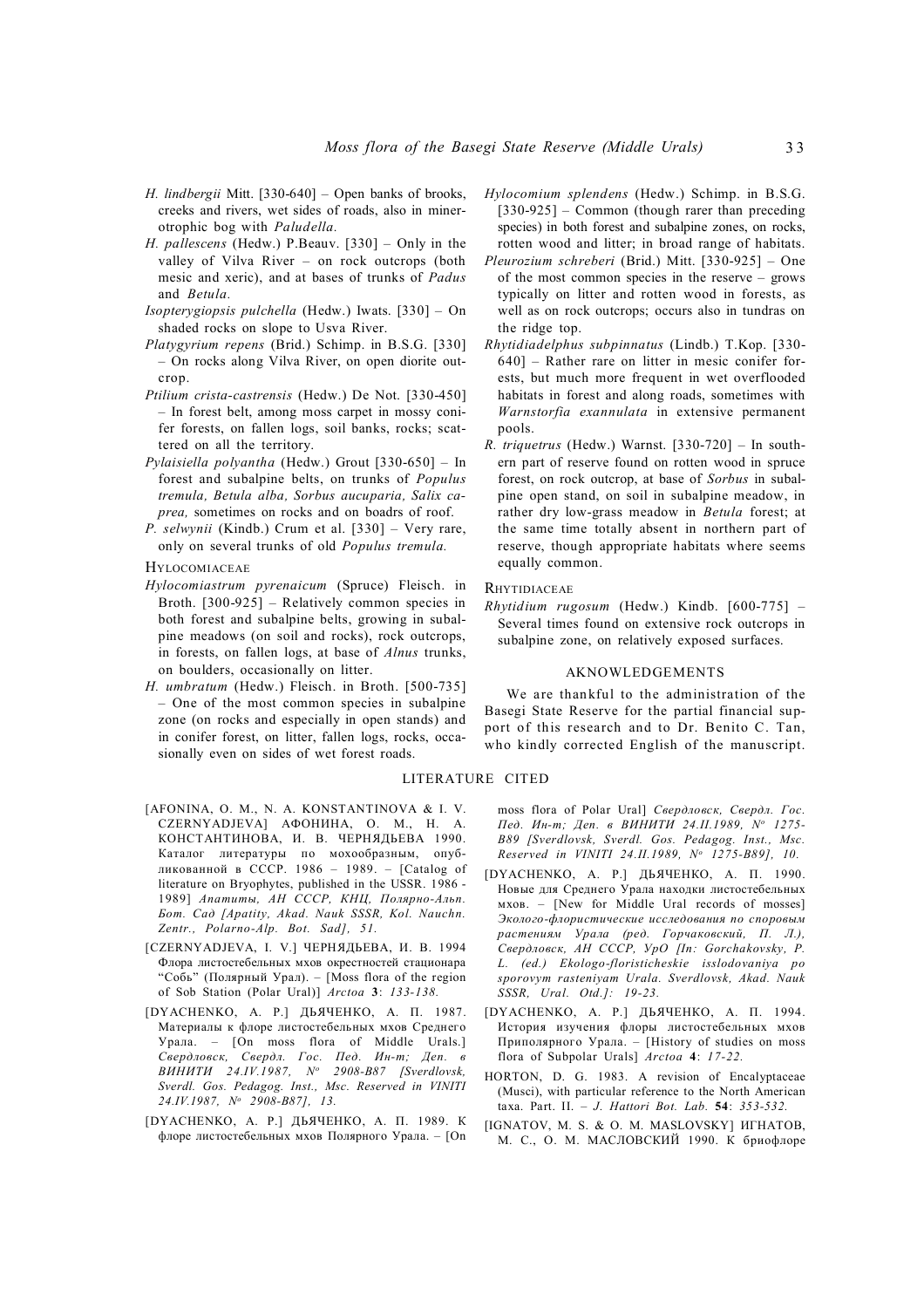*H. lindbergii* Mitt. [330-640] – Open banks of brooks, creeks and rivers, wet sides of roads, also in minerotrophic bog with *Paludella.*

*H. pallescens* (Hedw.) P.Beauv. [330] – Only in the valley of Vilva River – on rock outcrops (both mesic and xeric), and at bases of trunks of *Padus* and *Betula.*

*Isopterygiopsis pulchella* (Hedw.) Iwats. [330] – On shaded rocks on slope to Usva River.

*Platygyrium repens* (Brid.) Schimp. in B.S.G. [330] – On rocks along Vilva River, on open diorite outcrop.

*Ptilium crista-castrensis* (Hedw.) De Not. [330-450] – In forest belt, among moss carpet in mossy conifer forests, on fallen logs, soil banks, rocks; scattered on all the territory.

*Pylaisiella polyantha* (Hedw.) Grout [330-650] – In forest and subalpine belts, on trunks of *Populus tremula, Betula alba, Sorbus aucuparia, Salix caprea,* sometimes on rocks and on boadrs of roof.

*P. selwynii* (Kindb.) Crum et al. [330] – Very rare, only on several trunks of old *Populus tremula.*

HYLOCOMIACEAE

*Hylocomiastrum pyrenaicum* (Spruce) Fleisch. in Broth. [300-925] – Relatively common species in both forest and subalpine belts, growing in subalpine meadows (on soil and rocks), rock outcrops, in forests, on fallen logs, at base of *Alnus* trunks, on boulders, occasionally on litter.

*H. umbratum* (Hedw.) Fleisch. in Broth. [500-735] – One of the most common species in subalpine zone (on rocks and especially in open stands) and in conifer forest, on litter, fallen logs, rocks, occasionally even on sides of wet forest roads.

*Hylocomium splendens* (Hedw.) Schimp. in B.S.G. [330-925] – Common (though rarer than preceding species) in both forest and subalpine zones, on rocks, rotten wood and litter; in broad range of habitats.

*Pleurozium schreberi* (Brid.) Mitt. [330-925] – One of the most common species in the reserve – grows typically on litter and rotten wood in forests, as well as on rock outcrops; occurs also in tundras on the ridge top.

*Rhytidiadelphus subpinnatus* (Lindb.) T.Kop. [330-640] – Rather rare on litter in mesic conifer forests, but much more frequent in wet overflooded habitats in forest and along roads, sometimes with *Warnstorfia exannulata* in extensive permanent pools.

*R. triquetrus* (Hedw.) Warnst. [330-720] – In southern part of reserve found on rotten wood in spruce forest, on rock outcrop, at base of *Sorbus* in subalpine open stand, on soil in subalpine meadow, in rather dry low-grass meadow in *Betula* forest; at the same time totally absent in northern part of reserve, though appropriate habitats where seems equally common.

RHYTIDIACEAE

*Rhytidium rugosum* (Hedw.) Kindb. [600-775] – Several times found on extensive rock outcrops in subalpine zone, on relatively exposed surfaces.

## AKNOWLEDGEMENTS

We are thankful to the administration of the Basegi State Reserve for the partial financial support of this research and to Dr. Benito C. Tan, who kindly corrected English of the manuscript.

## LITERATURE CITED

[AFONINA, O. M., N. A. KONSTANTINOVA & I. V. CZERNYADJEVA] АФОНИНА, О. М., Н. А. КОНСТАНТИНОВА, И. В. ЧЕРНЯДЬЕВА 1990. Каталог литературы по мохообразным, опубликованной в СССР. 1986 – 1989. – [Catalog of literature on Bryophytes, published in the USSR. 1986 - 1989] *Апатиты, АН СССР, КНЦ, Полярно-Альп. Бот. Сад [Apatity, Akad. Nauk SSSR, Kol. Nauchn. Zentr., Polarno-Alp. Bot. Sad], 51.*

[CZERNYADJEVA, I. V.] ЧЕРНЯДЬЕВА, И. В. 1994 Флора листостебельных мхов окрестностей стационара "Собь" (Полярный Урал). – [Moss flora of the region of Sob Station (Polar Ural)] *Arctoa* **3**: *133-138.*

[DYACHENKO, A. P.] ДЬЯЧЕНКО, А. П. 1987. Материалы к флоре листостебельных мхов Среднего Урала. – [On moss flora of Middle Urals.] *Свердловск, Свердл. Гос. Пед. Ин-т; Деп. в ВИНИТИ 24.IV.1987, № 2908-В87 [Sverdlovsk, Sverdl. Gos. Pedagog. Inst., Msc. Reserved in VINITI 24.IV.1987, № 2908-B87], 13.*

[DYACHENKO, A. P.] ДЬЯЧЕНКО, А. П. 1989. К флоре листостебельных мхов Полярного Урала. – [On moss flora of Polar Ural] *Свердловск, Свердл. Гос. Пед. Ин-т; Деп. в ВИНИТИ 24.II.1989, № 1275-В89 [Sverdlovsk, Sverdl. Gos. Pedagog. Inst., Msc. Reserved in VINITI 24.II.1989, № 1275-B89], 10.*

[DYACHENKO, A. P.] ДЬЯЧЕНКО, А. П. 1990. Новые для Среднего Урала находки листостебельных мхов. – [New for Middle Ural records of mosses] *Эколого-флористические исследования по споровым растениям Урала (ред. Горчаковский, П. Л.), Свердловск, АН СССР, УрО [In: Gorchakovsky, P. L. (ed.) Ekologo-floristicheskie issledovaniya po sporovym rasteniyam Urala. Sverdlovsk, Akad. Nauk SSSR, Ural. Otd.]: 19-23.*

[DYACHENKO, A. P.] ДЬЯЧЕНКО, А. П. 1994. История изучения флоры листостебельных мхов Приполярного Урала. – [History of studies on moss flora of Subpolar Urals] *Arctoa* **4**: *17-22.*

HORTON, D. G. 1983. A revision of Encalyptaceae (Musci), with particular reference to the North American taxa. Part. II. – *J. Hattori Bot. Lab.* **54**: *353-532.*

[IGNATOV, M. S. & O. M. MASLOVSKY] ИГНАТОВ, М. С., О. М. МАСЛОВСКИЙ 1990. К бриофлоре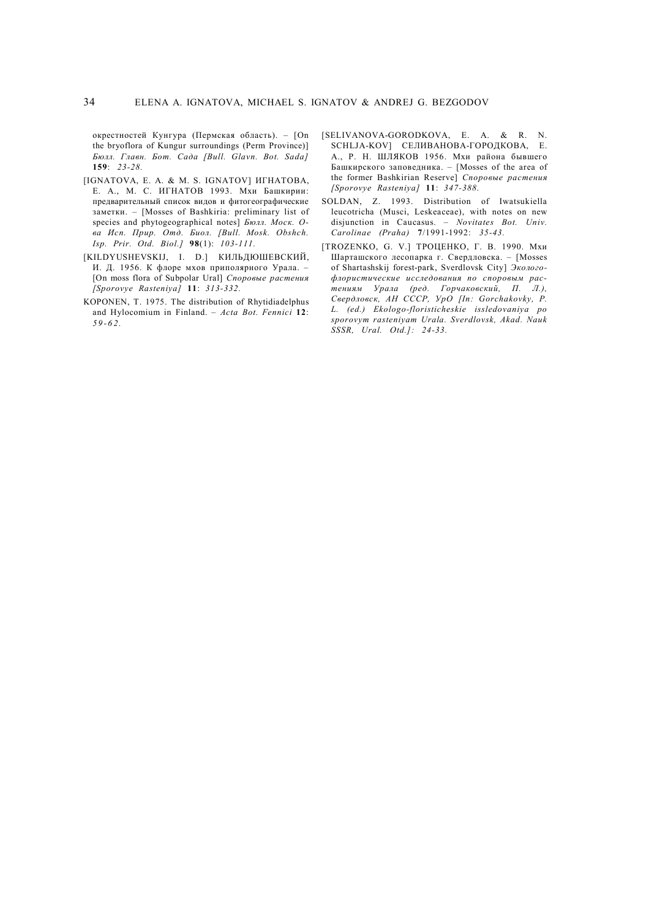окрестностей Кунгура (Пермская область). – [On the bryoflora of Kungur surroundings (Perm Province)] *Бюлл. Главн. Бот. Сада [Bull. Glavn. Bot. Sada]* **159**: *23-28.*

[IGNATOVA, E. A. & M. S. IGNATOV] ИГНАТОВА, Е. А., М. С. ИГНАТОВ 1993. Мхи Башкирии: предварительный список видов и фитогеографические заметки. – [Mosses of Bashkiria: preliminary list of species and phytogeographical notes] *Бюлл. Моск. О-ва Исп. Прир. Отд. Биол. [Bull. Mosk. Obshch. Isp. Prir. Otd. Biol.]* **98**(1): *103-111.*

[KILDYUSHEVSKIJ, I. D.] КИЛЬДЮШЕВСКИЙ, И. Д. 1956. К флоре мхов приполярного Урала. – [On moss flora of Subpolar Ural] *Споровые растения [Sporovye Rasteniya]* **11**: *313-332.*

KOPONEN, T. 1975. The distribution of Rhytidiadelphus and Hylocomium in Finland. – *Acta Bot. Fennici* **12**: *59-62.*

[SELIVANOVA-GORODKOVA, E. A. & R. N. SCHLJA-KOV] СЕЛИВАНОВА-ГОРОДКОВА, Е. А., Р. Н. ШЛЯКОВ 1956. Мхи района бывшего Башкирского заповедника. – [Mosses of the area of the former Bashkirian Reserve] *Споровые растения [Sporovye Rasteniya]* **11**: *347-388.*

SOLDAN, Z. 1993. Distribution of Iwatsukiella leucotricha (Musci, Leskeaceae), with notes on new disjunction in Caucasus. – *Novitates Bot. Univ. Carolinae (Praha)* **7**/1991-1992: *35-43.*

[TROZENKO, G. V.] ТРОЦЕНКО, Г. В. 1990. Мхи Шарташского лесопарка г. Свердловска. – [Mosses of Shartashskij forest-park, Sverdlovsk City] *Эколого-флористические исследования по споровым растениям Урала (ред. Горчаковский, П. Л.), Свердловск, АН СССР, УрО [In: Gorchakovky, P. L. (ed.) Ekologo-floristicheskie issledovaniya po sporovym rasteniyam Urala. Sverdlovsk, Akad. Nauk SSSR, Ural. Otd.]: 24-33.*